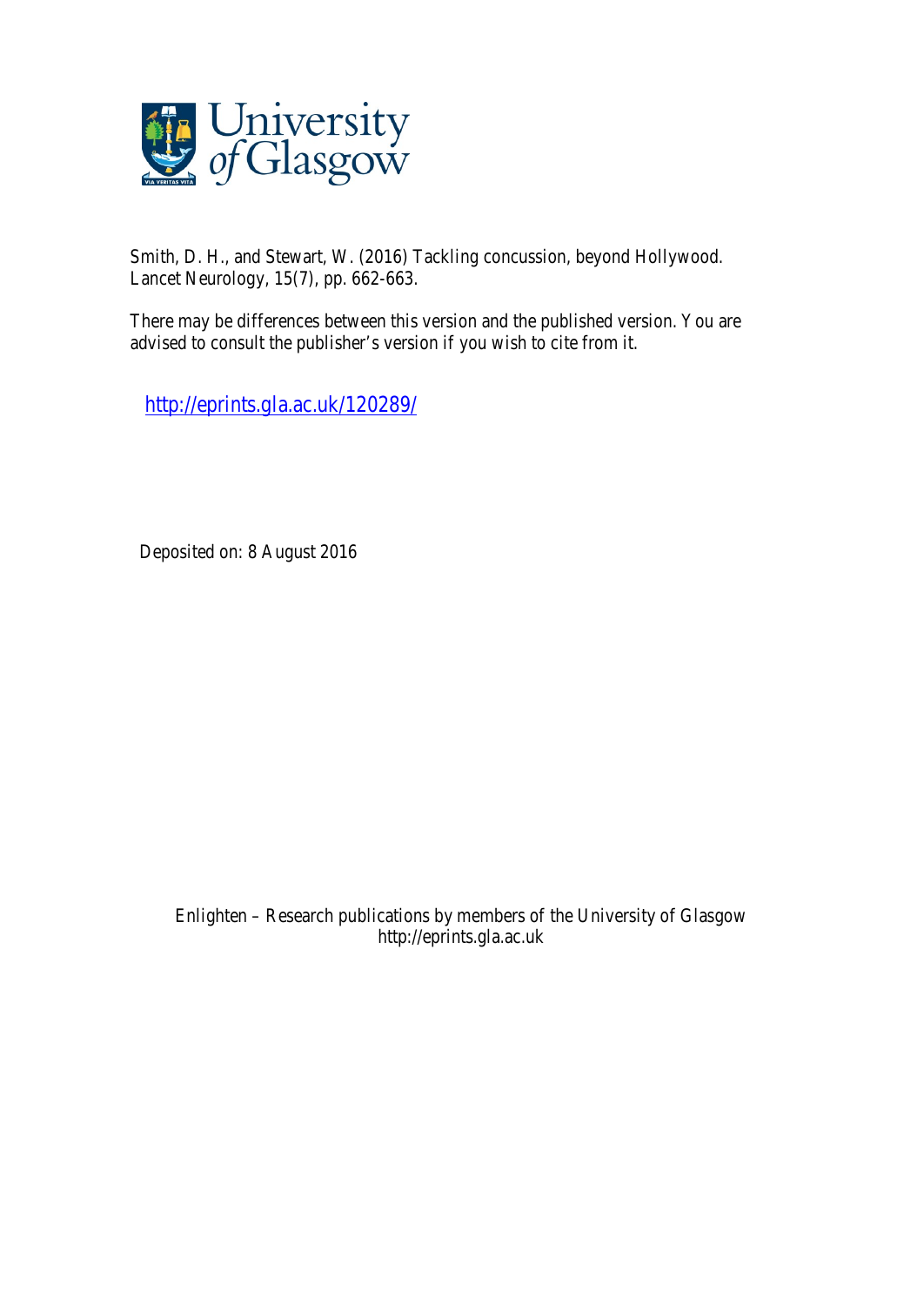Smith, D. H., and Stewart, W. (2016) Tackling concussion, beyond Hollywood. Lancet Neurology, 15(7), pp. 662-663.

There may be differences between this version and the published version. You are advised to consult the publisher's version if you wish to cite from it.

http://eprints.gla.ac.uk/120289/

Deposited on: 8 August 2016

Enlighten – Research publications by members of the University of Glasgow
http://eprints.gla.ac.uk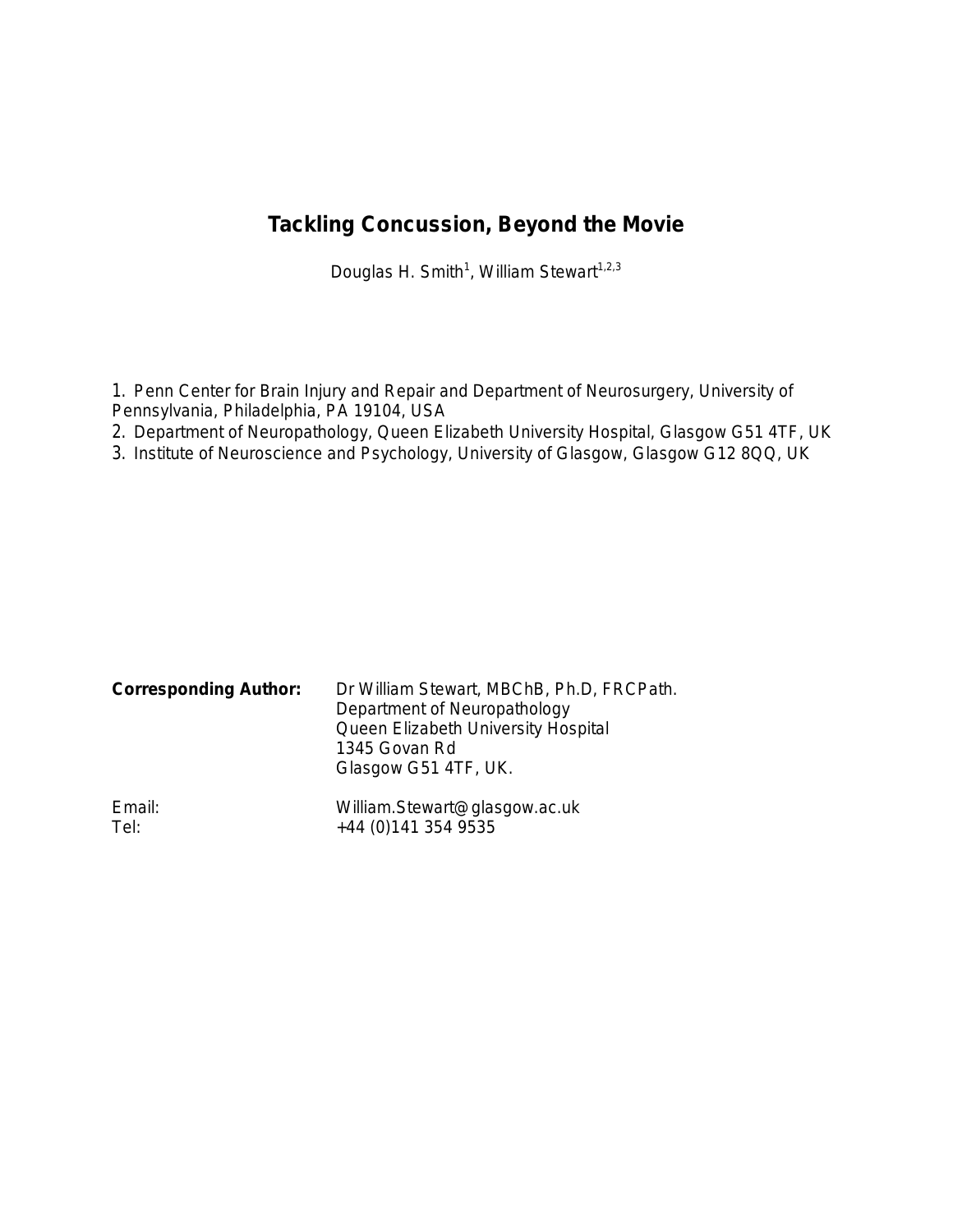# Tackling Concussion, Beyond the Movie

Douglas H. Smith[1], William Stewart[1,2,3]

1. Penn Center for Brain Injury and Repair and Department of Neurosurgery, University of Pennsylvania, Philadelphia, PA 19104, USA
2. Department of Neuropathology, Queen Elizabeth University Hospital, Glasgow G51 4TF, UK
3. Institute of Neuroscience and Psychology, University of Glasgow, Glasgow G12 8QQ, UK

**Corresponding Author:** Dr William Stewart, MBChB, Ph.D, FRCPath.
Department of Neuropathology
Queen Elizabeth University Hospital
1345 Govan Rd
Glasgow G51 4TF, UK.

Email: William.Stewart@glasgow.ac.uk
Tel: +44 (0)141 354 9535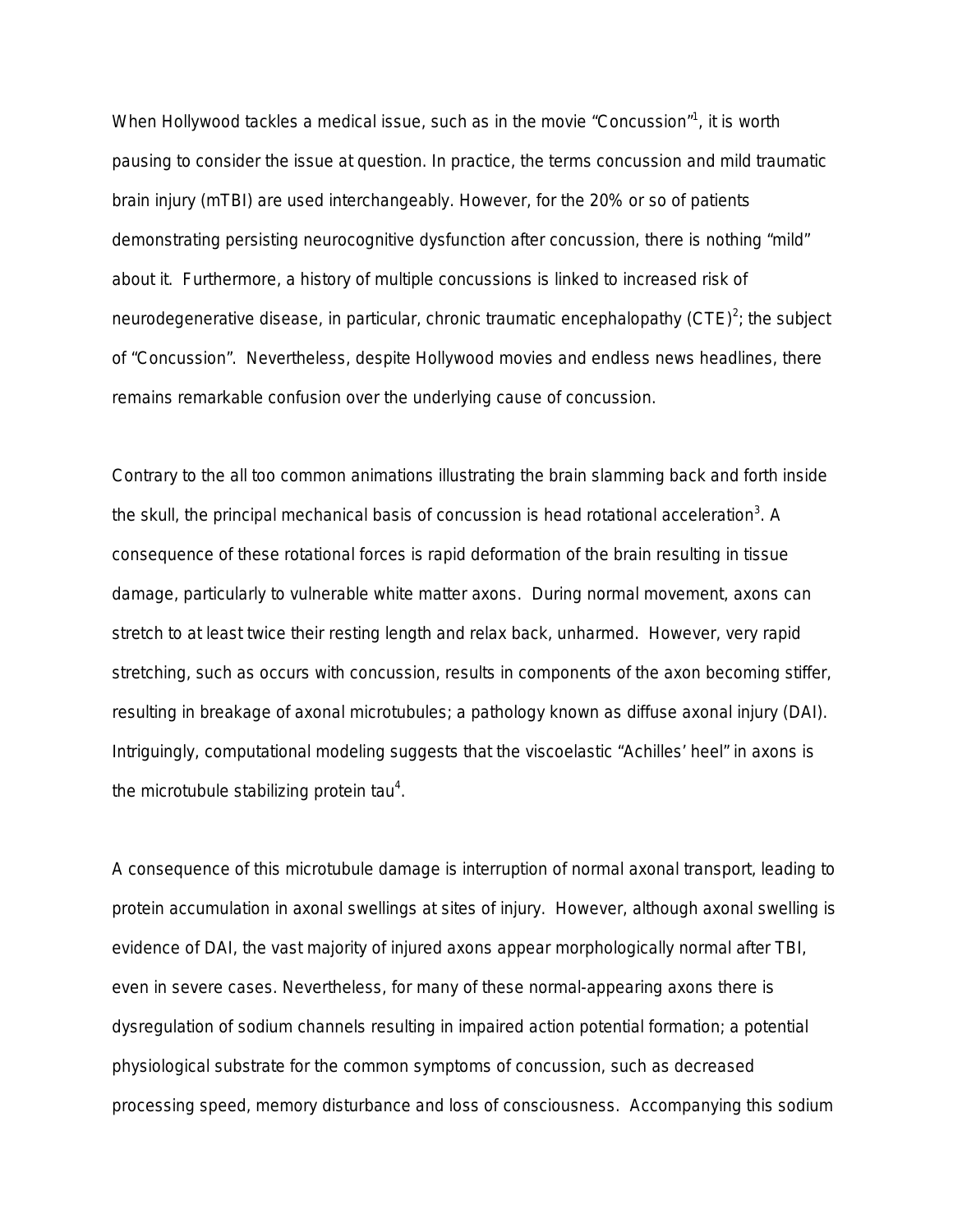When Hollywood tackles a medical issue, such as in the movie "Concussion"[1], it is worth pausing to consider the issue at question. In practice, the terms concussion and mild traumatic brain injury (mTBI) are used interchangeably. However, for the 20% or so of patients demonstrating persisting neurocognitive dysfunction after concussion, there is nothing "mild" about it. Furthermore, a history of multiple concussions is linked to increased risk of neurodegenerative disease, in particular, chronic traumatic encephalopathy (CTE)[2]; the subject of "Concussion". Nevertheless, despite Hollywood movies and endless news headlines, there remains remarkable confusion over the underlying cause of concussion.

Contrary to the all too common animations illustrating the brain slamming back and forth inside the skull, the principal mechanical basis of concussion is head rotational acceleration[3]. A consequence of these rotational forces is rapid deformation of the brain resulting in tissue damage, particularly to vulnerable white matter axons. During normal movement, axons can stretch to at least twice their resting length and relax back, unharmed. However, very rapid stretching, such as occurs with concussion, results in components of the axon becoming stiffer, resulting in breakage of axonal microtubules; a pathology known as diffuse axonal injury (DAI). Intriguingly, computational modeling suggests that the viscoelastic "Achilles' heel" in axons is the microtubule stabilizing protein tau[4].

A consequence of this microtubule damage is interruption of normal axonal transport, leading to protein accumulation in axonal swellings at sites of injury. However, although axonal swelling is evidence of DAI, the vast majority of injured axons appear morphologically normal after TBI, even in severe cases. Nevertheless, for many of these normal-appearing axons there is dysregulation of sodium channels resulting in impaired action potential formation; a potential physiological substrate for the common symptoms of concussion, such as decreased processing speed, memory disturbance and loss of consciousness. Accompanying this sodium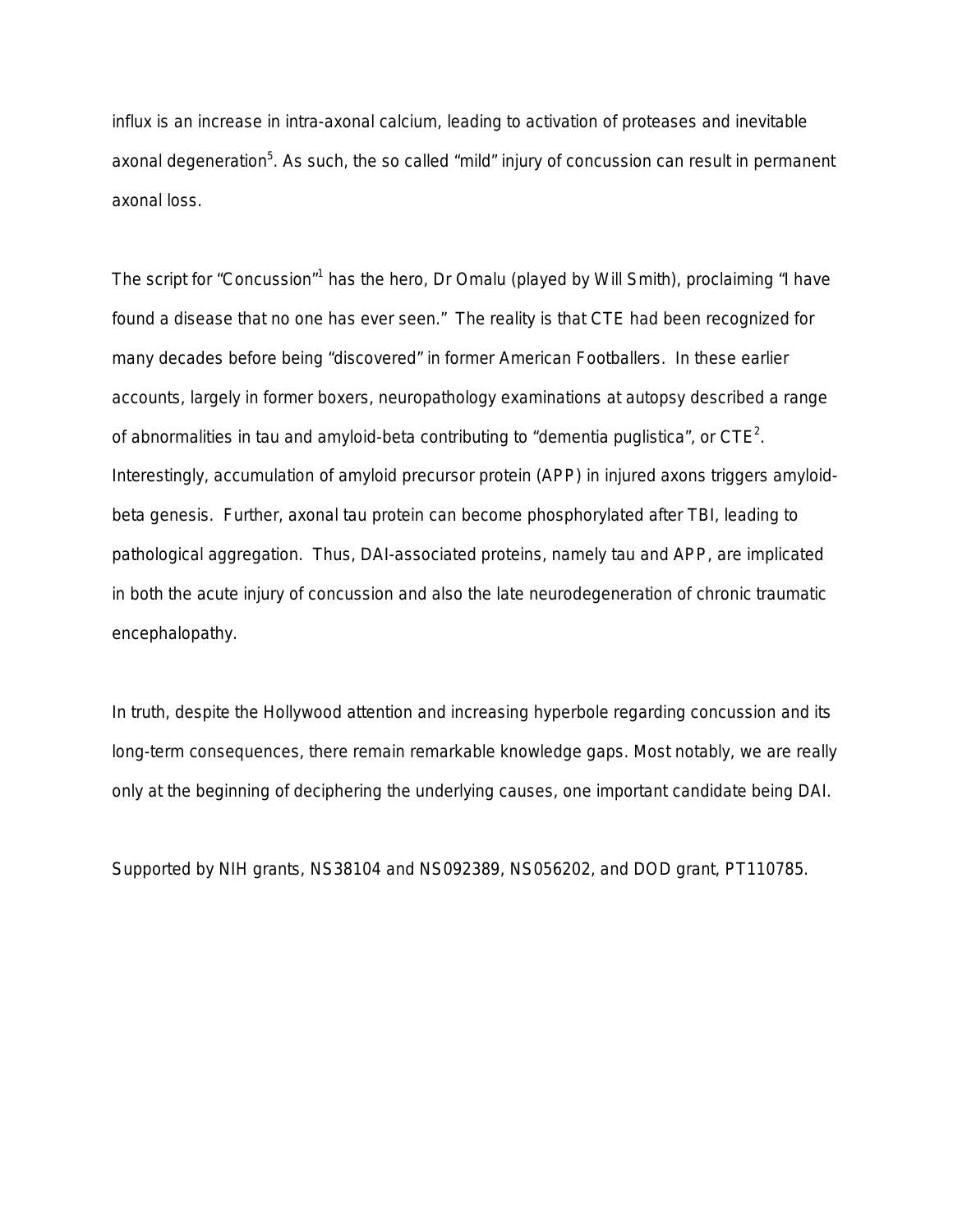influx is an increase in intra-axonal calcium, leading to activation of proteases and inevitable axonal degeneration[5]. As such, the so called "mild" injury of concussion can result in permanent axonal loss.

The script for "Concussion"[1] has the hero, Dr Omalu (played by Will Smith), proclaiming "I have found a disease that no one has ever seen." The reality is that CTE had been recognized for many decades before being "discovered" in former American Footballers. In these earlier accounts, largely in former boxers, neuropathology examinations at autopsy described a range of abnormalities in tau and amyloid-beta contributing to "dementia puglistica", or CTE[2]. Interestingly, accumulation of amyloid precursor protein (APP) in injured axons triggers amyloid-beta genesis. Further, axonal tau protein can become phosphorylated after TBI, leading to pathological aggregation. Thus, DAI-associated proteins, namely tau and APP, are implicated in both the acute injury of concussion and also the late neurodegeneration of chronic traumatic encephalopathy.

In truth, despite the Hollywood attention and increasing hyperbole regarding concussion and its long-term consequences, there remain remarkable knowledge gaps. Most notably, we are really only at the beginning of deciphering the underlying causes, one important candidate being DAI.

Supported by NIH grants, NS38104 and NS092389, NS056202, and DOD grant, PT110785.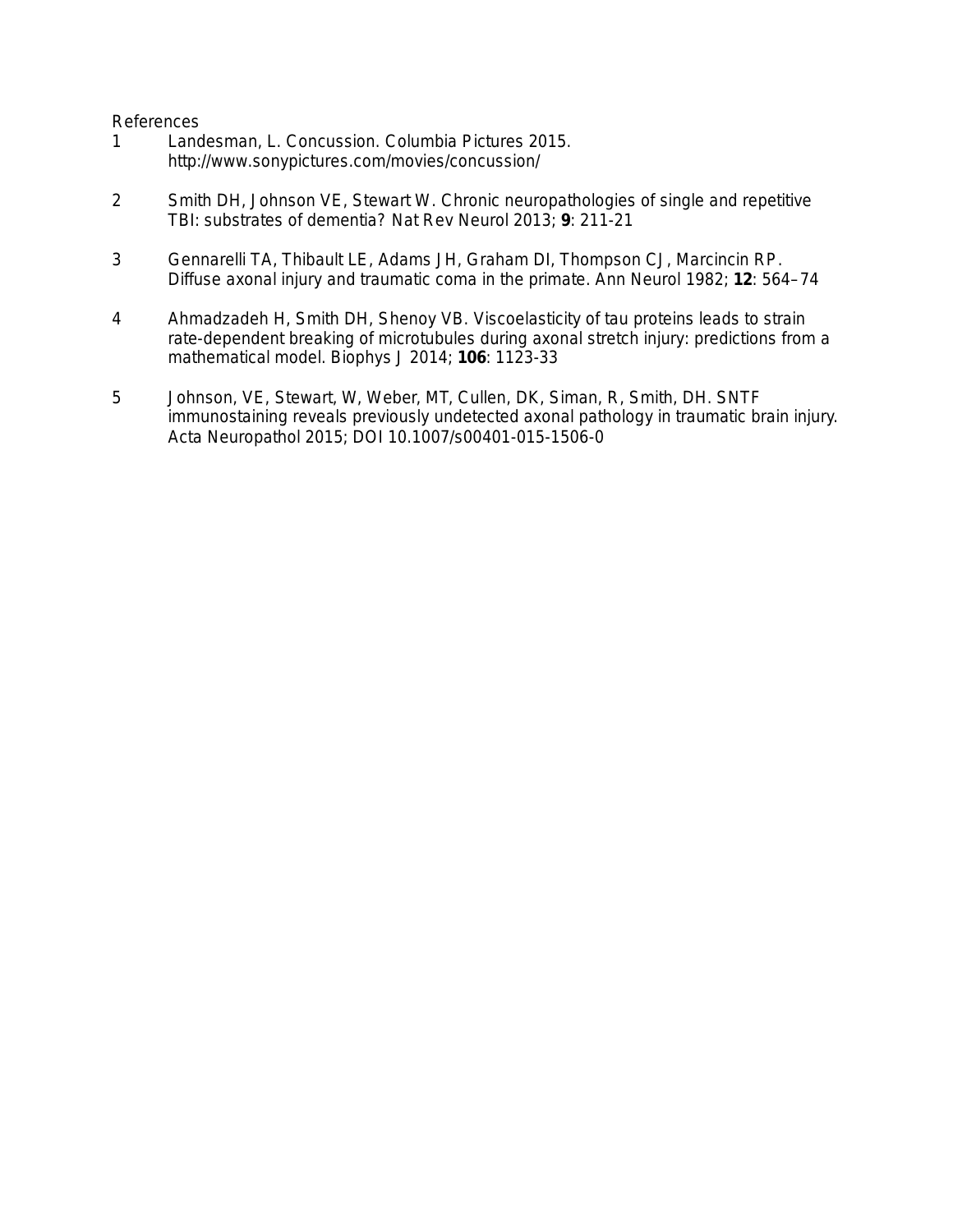References

1. Landesman, L. Concussion. Columbia Pictures 2015. http://www.sonypictures.com/movies/concussion/

2. Smith DH, Johnson VE, Stewart W. Chronic neuropathologies of single and repetitive TBI: substrates of dementia? Nat Rev Neurol 2013; **9**: 211-21

3. Gennarelli TA, Thibault LE, Adams JH, Graham DI, Thompson CJ, Marcincin RP. Diffuse axonal injury and traumatic coma in the primate. Ann Neurol 1982; **12**: 564–74

4. Ahmadzadeh H, Smith DH, Shenoy VB. Viscoelasticity of tau proteins leads to strain rate-dependent breaking of microtubules during axonal stretch injury: predictions from a mathematical model. Biophys J 2014; **106**: 1123-33

5. Johnson, VE, Stewart, W, Weber, MT, Cullen, DK, Siman, R, Smith, DH. SNTF immunostaining reveals previously undetected axonal pathology in traumatic brain injury. Acta Neuropathol 2015; DOI 10.1007/s00401-015-1506-0